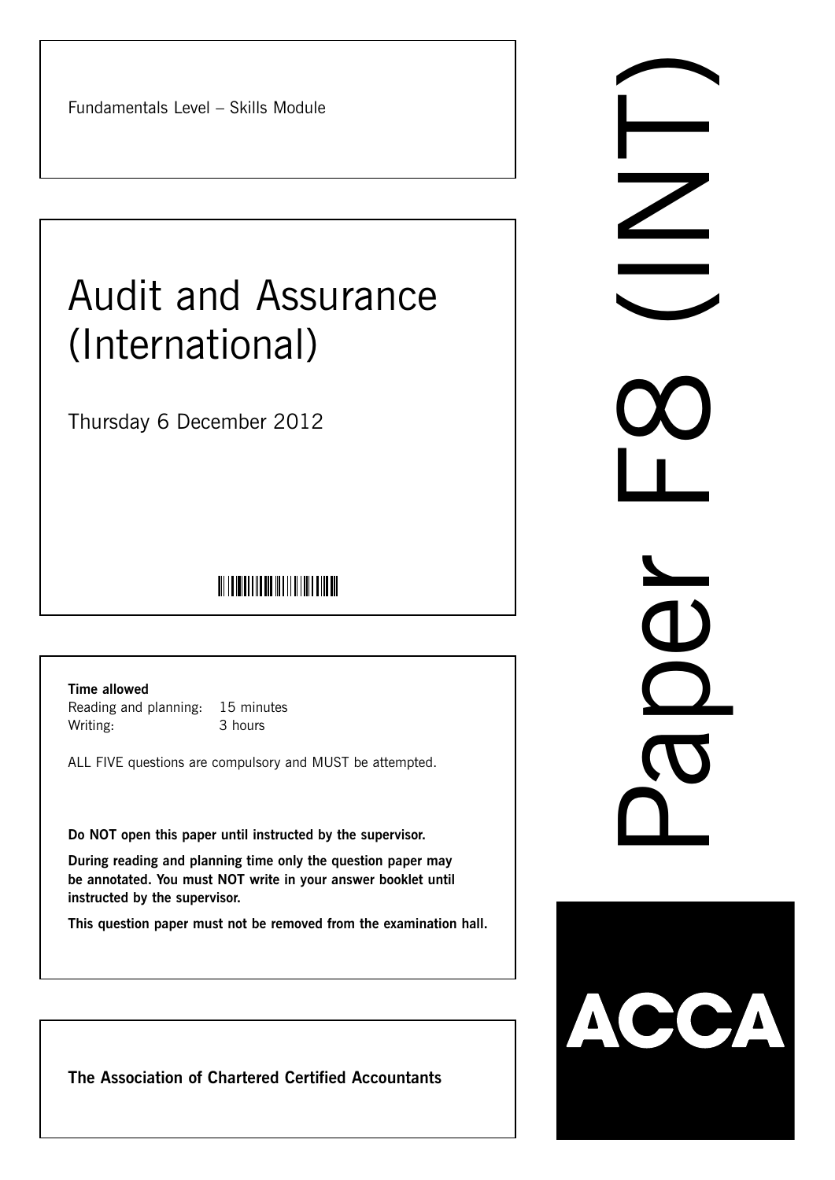Fundamentals Level – Skills Module

# Audit and Assurance (International)

Thursday 6 December 2012

**Time allowed**

Reading and planning: 15 minutes
Writing: 3 hours

ALL FIVE questions are compulsory and MUST be attempted.

**Do NOT open this paper until instructed by the supervisor.**

**During reading and planning time only the question paper may be annotated. You must NOT write in your answer booklet until instructed by the supervisor.**

**This question paper must not be removed from the examination hall.**

**The Association of Chartered Certified Accountants**

Paper F8 (INT)

ACCA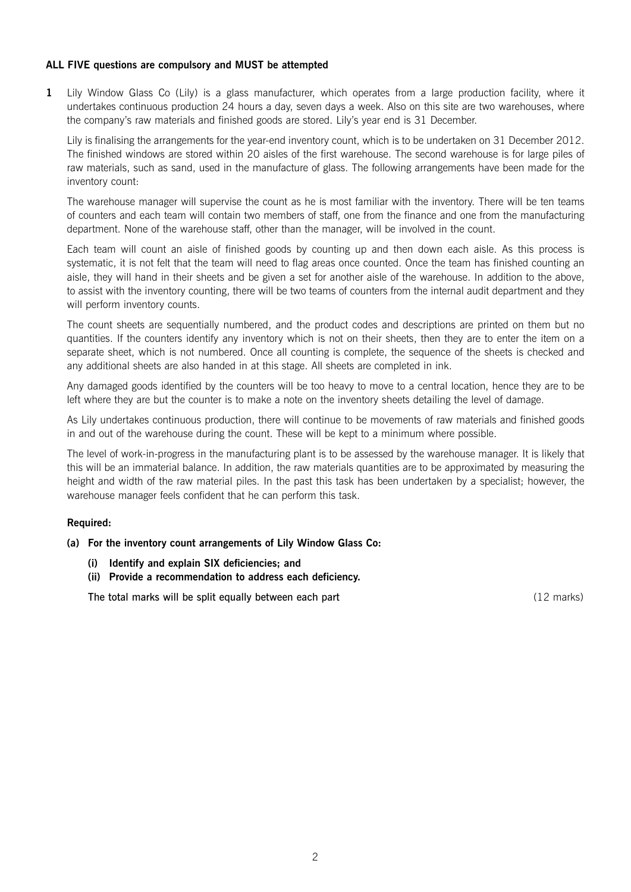**ALL FIVE questions are compulsory and MUST be attempted**

**1** Lily Window Glass Co (Lily) is a glass manufacturer, which operates from a large production facility, where it undertakes continuous production 24 hours a day, seven days a week. Also on this site are two warehouses, where the company's raw materials and finished goods are stored. Lily's year end is 31 December.

Lily is finalising the arrangements for the year-end inventory count, which is to be undertaken on 31 December 2012. The finished windows are stored within 20 aisles of the first warehouse. The second warehouse is for large piles of raw materials, such as sand, used in the manufacture of glass. The following arrangements have been made for the inventory count:

The warehouse manager will supervise the count as he is most familiar with the inventory. There will be ten teams of counters and each team will contain two members of staff, one from the finance and one from the manufacturing department. None of the warehouse staff, other than the manager, will be involved in the count.

Each team will count an aisle of finished goods by counting up and then down each aisle. As this process is systematic, it is not felt that the team will need to flag areas once counted. Once the team has finished counting an aisle, they will hand in their sheets and be given a set for another aisle of the warehouse. In addition to the above, to assist with the inventory counting, there will be two teams of counters from the internal audit department and they will perform inventory counts.

The count sheets are sequentially numbered, and the product codes and descriptions are printed on them but no quantities. If the counters identify any inventory which is not on their sheets, then they are to enter the item on a separate sheet, which is not numbered. Once all counting is complete, the sequence of the sheets is checked and any additional sheets are also handed in at this stage. All sheets are completed in ink.

Any damaged goods identified by the counters will be too heavy to move to a central location, hence they are to be left where they are but the counter is to make a note on the inventory sheets detailing the level of damage.

As Lily undertakes continuous production, there will continue to be movements of raw materials and finished goods in and out of the warehouse during the count. These will be kept to a minimum where possible.

The level of work-in-progress in the manufacturing plant is to be assessed by the warehouse manager. It is likely that this will be an immaterial balance. In addition, the raw materials quantities are to be approximated by measuring the height and width of the raw material piles. In the past this task has been undertaken by a specialist; however, the warehouse manager feels confident that he can perform this task.

**Required:**

**(a) For the inventory count arrangements of Lily Window Glass Co:**

**(i) Identify and explain SIX deficiencies; and**

**(ii) Provide a recommendation to address each deficiency.**

**The total marks will be split equally between each part** (12 marks)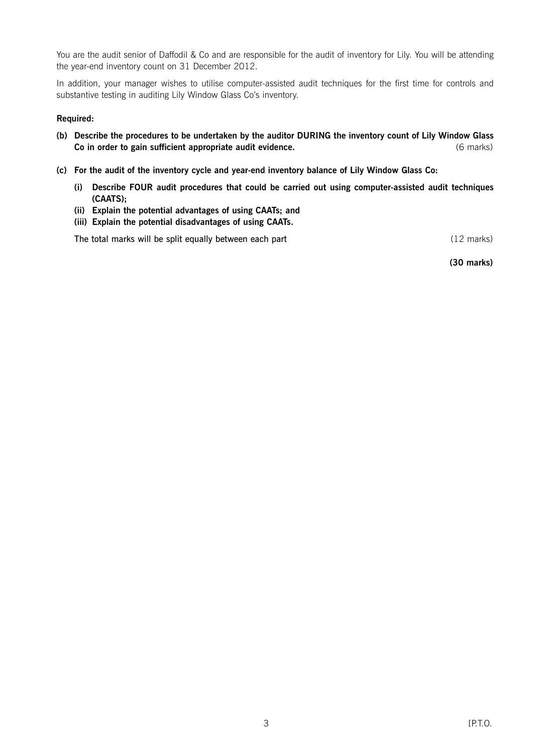You are the audit senior of Daffodil & Co and are responsible for the audit of inventory for Lily. You will be attending the year-end inventory count on 31 December 2012.

In addition, your manager wishes to utilise computer-assisted audit techniques for the first time for controls and substantive testing in auditing Lily Window Glass Co's inventory.

**Required:**

**(b) Describe the procedures to be undertaken by the auditor DURING the inventory count of Lily Window Glass Co in order to gain sufficient appropriate audit evidence.** (6 marks)

**(c) For the audit of the inventory cycle and year-end inventory balance of Lily Window Glass Co:**

**(i) Describe FOUR audit procedures that could be carried out using computer-assisted audit techniques (CAATS);**

**(ii) Explain the potential advantages of using CAATs; and**

**(iii) Explain the potential disadvantages of using CAATs.**

The total marks will be split equally between each part (12 marks)

**(30 marks)**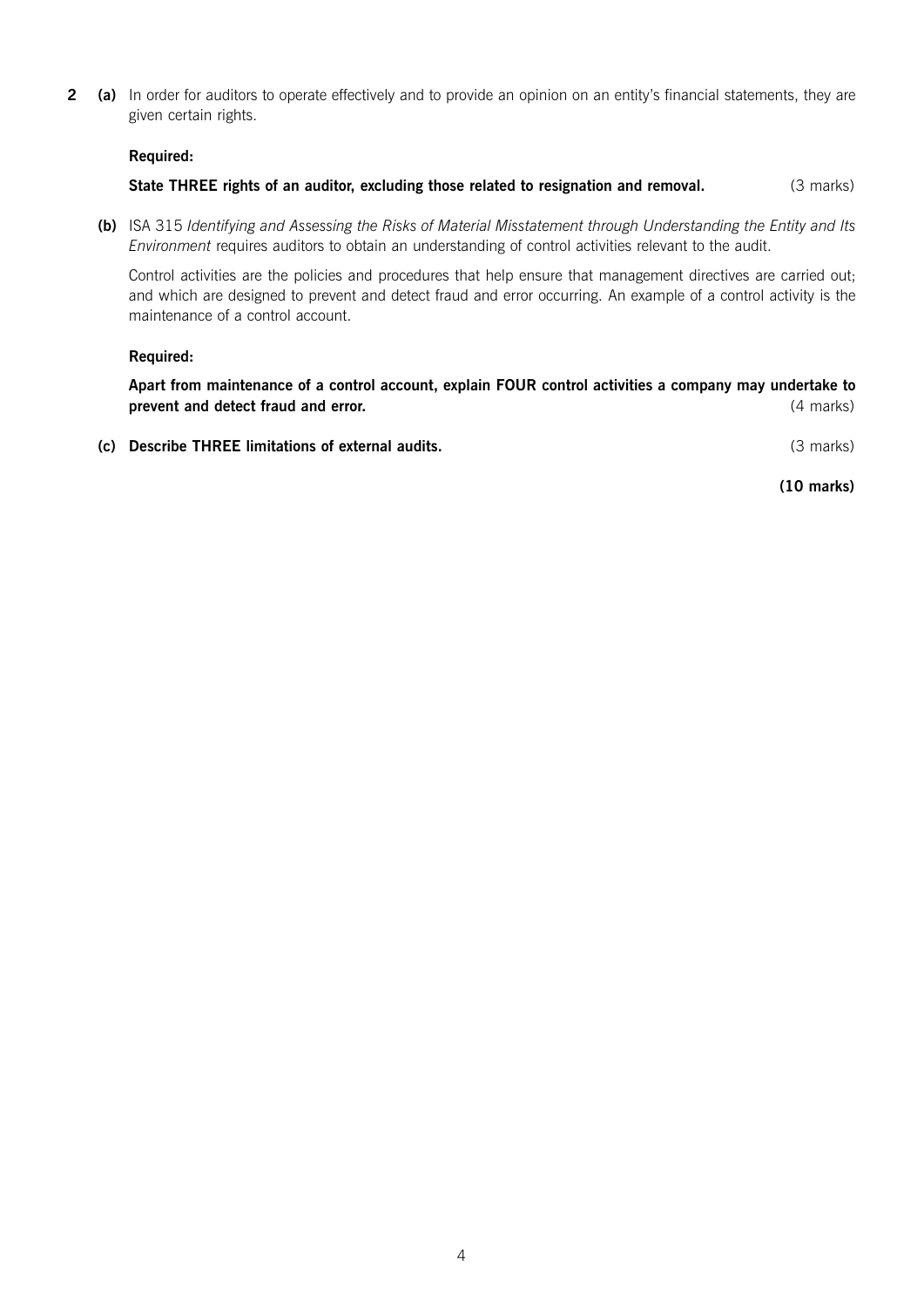**2 (a)** In order for auditors to operate effectively and to provide an opinion on an entity's financial statements, they are given certain rights.

**Required:**

**State THREE rights of an auditor, excluding those related to resignation and removal.** (3 marks)

**(b)** ISA 315 *Identifying and Assessing the Risks of Material Misstatement through Understanding the Entity and Its Environment* requires auditors to obtain an understanding of control activities relevant to the audit.

Control activities are the policies and procedures that help ensure that management directives are carried out; and which are designed to prevent and detect fraud and error occurring. An example of a control activity is the maintenance of a control account.

**Required:**

**Apart from maintenance of a control account, explain FOUR control activities a company may undertake to prevent and detect fraud and error.** (4 marks)

**(c) Describe THREE limitations of external audits.** (3 marks)

**(10 marks)**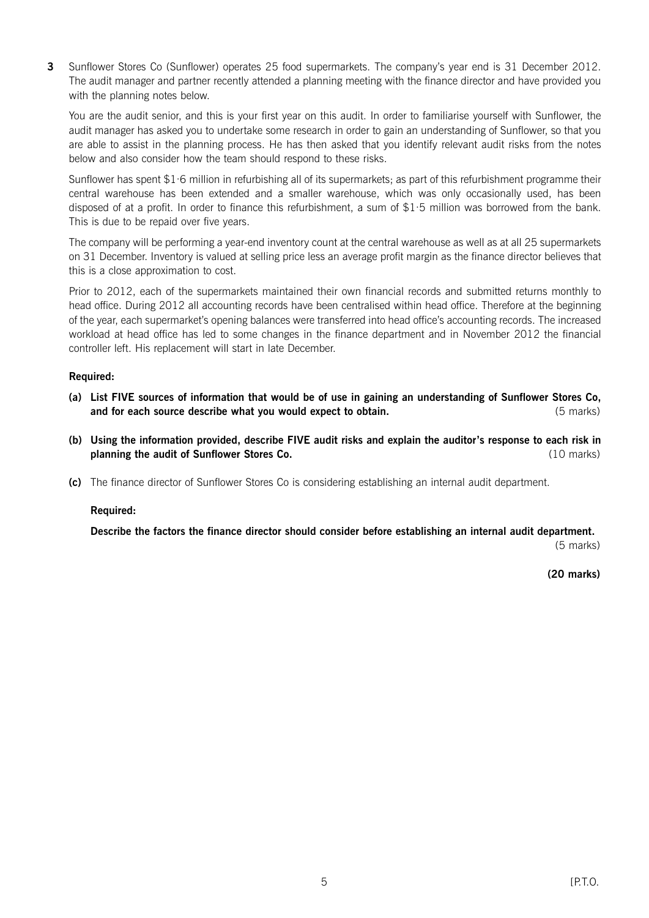**3** Sunflower Stores Co (Sunflower) operates 25 food supermarkets. The company's year end is 31 December 2012. The audit manager and partner recently attended a planning meeting with the finance director and have provided you with the planning notes below.

You are the audit senior, and this is your first year on this audit. In order to familiarise yourself with Sunflower, the audit manager has asked you to undertake some research in order to gain an understanding of Sunflower, so that you are able to assist in the planning process. He has then asked that you identify relevant audit risks from the notes below and also consider how the team should respond to these risks.

Sunflower has spent \$1·6 million in refurbishing all of its supermarkets; as part of this refurbishment programme their central warehouse has been extended and a smaller warehouse, which was only occasionally used, has been disposed of at a profit. In order to finance this refurbishment, a sum of \$1·5 million was borrowed from the bank. This is due to be repaid over five years.

The company will be performing a year-end inventory count at the central warehouse as well as at all 25 supermarkets on 31 December. Inventory is valued at selling price less an average profit margin as the finance director believes that this is a close approximation to cost.

Prior to 2012, each of the supermarkets maintained their own financial records and submitted returns monthly to head office. During 2012 all accounting records have been centralised within head office. Therefore at the beginning of the year, each supermarket's opening balances were transferred into head office's accounting records. The increased workload at head office has led to some changes in the finance department and in November 2012 the financial controller left. His replacement will start in late December.

**Required:**

**(a) List FIVE sources of information that would be of use in gaining an understanding of Sunflower Stores Co, and for each source describe what you would expect to obtain.** (5 marks)

**(b) Using the information provided, describe FIVE audit risks and explain the auditor's response to each risk in planning the audit of Sunflower Stores Co.** (10 marks)

**(c)** The finance director of Sunflower Stores Co is considering establishing an internal audit department.

**Required:**

**Describe the factors the finance director should consider before establishing an internal audit department.** (5 marks)

**(20 marks)**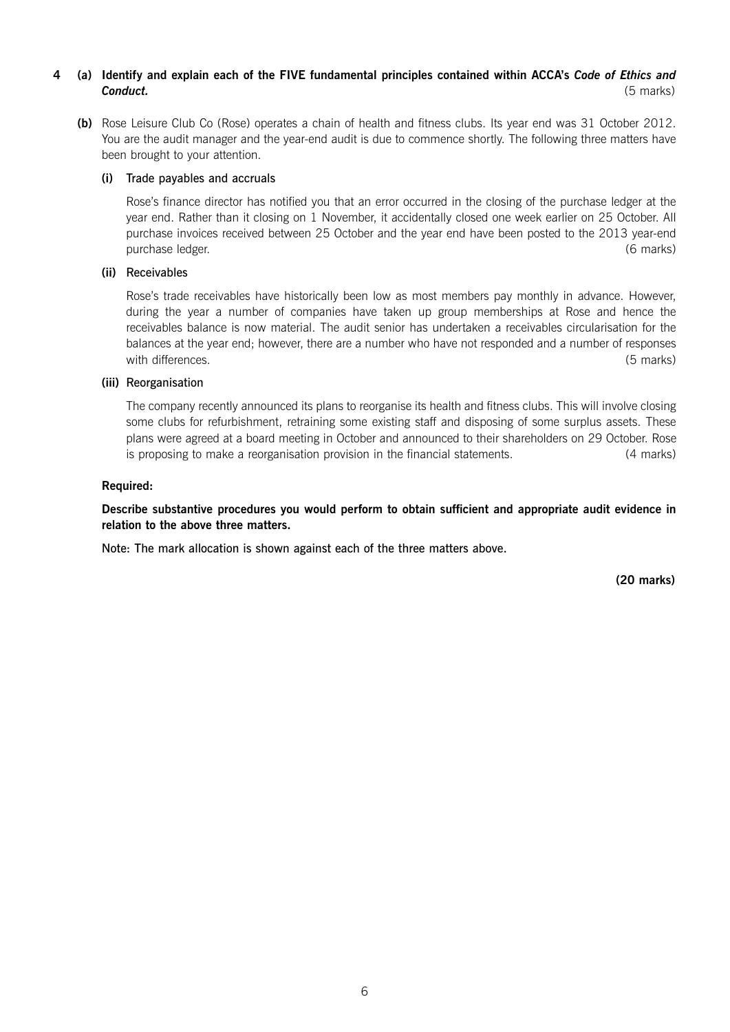**4 (a) Identify and explain each of the FIVE fundamental principles contained within ACCA's *Code of Ethics and Conduct.*** (5 marks)

**(b)** Rose Leisure Club Co (Rose) operates a chain of health and fitness clubs. Its year end was 31 October 2012. You are the audit manager and the year-end audit is due to commence shortly. The following three matters have been brought to your attention.

**(i)** Trade payables and accruals

Rose's finance director has notified you that an error occurred in the closing of the purchase ledger at the year end. Rather than it closing on 1 November, it accidentally closed one week earlier on 25 October. All purchase invoices received between 25 October and the year end have been posted to the 2013 year-end purchase ledger. (6 marks)

**(ii)** Receivables

Rose's trade receivables have historically been low as most members pay monthly in advance. However, during the year a number of companies have taken up group memberships at Rose and hence the receivables balance is now material. The audit senior has undertaken a receivables circularisation for the balances at the year end; however, there are a number who have not responded and a number of responses with differences. (5 marks)

**(iii)** Reorganisation

The company recently announced its plans to reorganise its health and fitness clubs. This will involve closing some clubs for refurbishment, retraining some existing staff and disposing of some surplus assets. These plans were agreed at a board meeting in October and announced to their shareholders on 29 October. Rose is proposing to make a reorganisation provision in the financial statements. (4 marks)

**Required:**

**Describe substantive procedures you would perform to obtain sufficient and appropriate audit evidence in relation to the above three matters.**

Note: The mark allocation is shown against each of the three matters above.

**(20 marks)**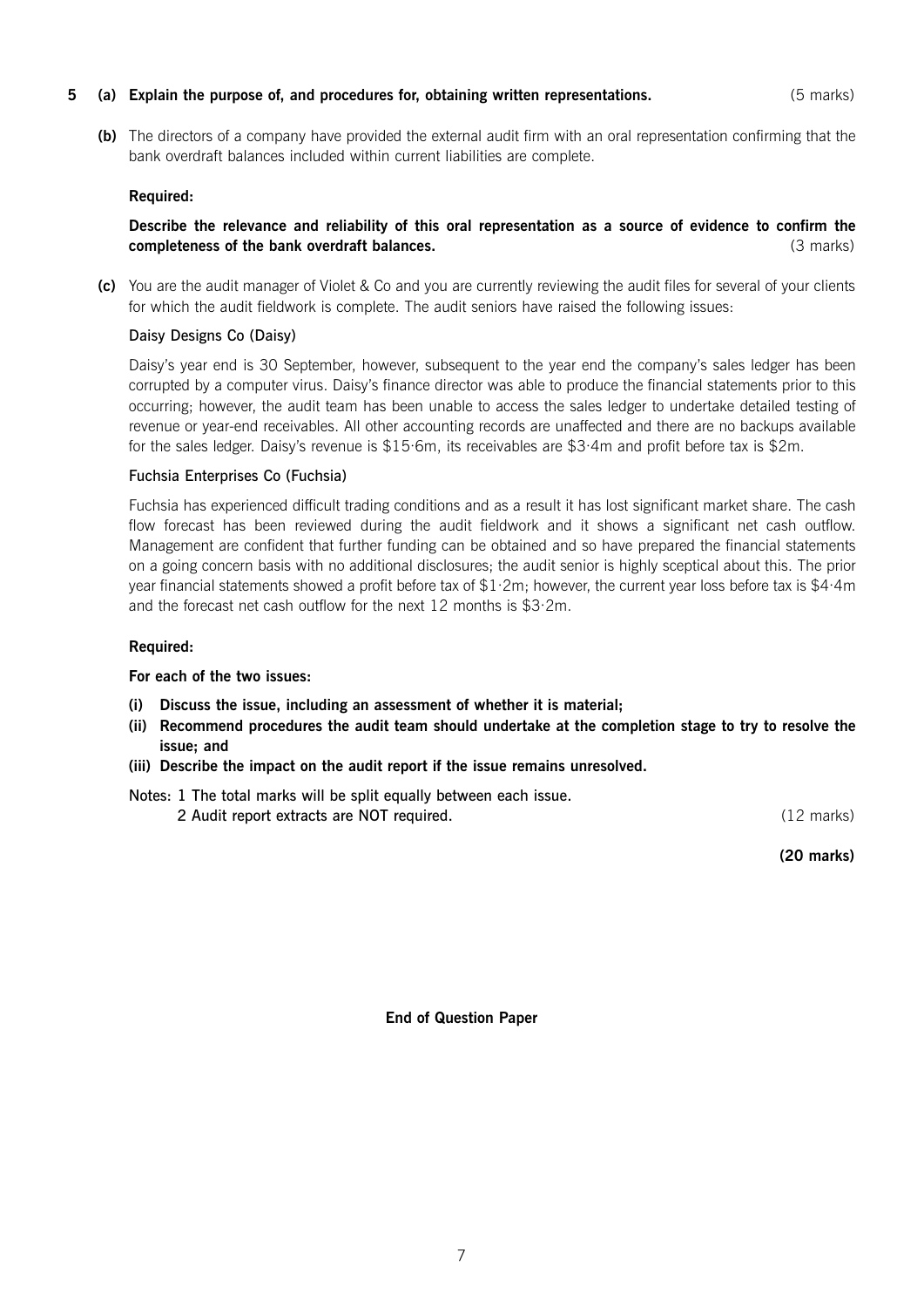**5 (a) Explain the purpose of, and procedures for, obtaining written representations.** (5 marks)

**(b)** The directors of a company have provided the external audit firm with an oral representation confirming that the bank overdraft balances included within current liabilities are complete.

**Required:**

**Describe the relevance and reliability of this oral representation as a source of evidence to confirm the completeness of the bank overdraft balances.** (3 marks)

**(c)** You are the audit manager of Violet & Co and you are currently reviewing the audit files for several of your clients for which the audit fieldwork is complete. The audit seniors have raised the following issues:

Daisy Designs Co (Daisy)

Daisy's year end is 30 September, however, subsequent to the year end the company's sales ledger has been corrupted by a computer virus. Daisy's finance director was able to produce the financial statements prior to this occurring; however, the audit team has been unable to access the sales ledger to undertake detailed testing of revenue or year-end receivables. All other accounting records are unaffected and there are no backups available for the sales ledger. Daisy's revenue is \$15·6m, its receivables are \$3·4m and profit before tax is \$2m.

Fuchsia Enterprises Co (Fuchsia)

Fuchsia has experienced difficult trading conditions and as a result it has lost significant market share. The cash flow forecast has been reviewed during the audit fieldwork and it shows a significant net cash outflow. Management are confident that further funding can be obtained and so have prepared the financial statements on a going concern basis with no additional disclosures; the audit senior is highly sceptical about this. The prior year financial statements showed a profit before tax of \$1·2m; however, the current year loss before tax is \$4·4m and the forecast net cash outflow for the next 12 months is \$3·2m.

**Required:**

**For each of the two issues:**

**(i) Discuss the issue, including an assessment of whether it is material;**

**(ii) Recommend procedures the audit team should undertake at the completion stage to try to resolve the issue; and**

**(iii) Describe the impact on the audit report if the issue remains unresolved.**

Notes: 1 The total marks will be split equally between each issue.
2 Audit report extracts are NOT required. (12 marks)

**(20 marks)**

**End of Question Paper**